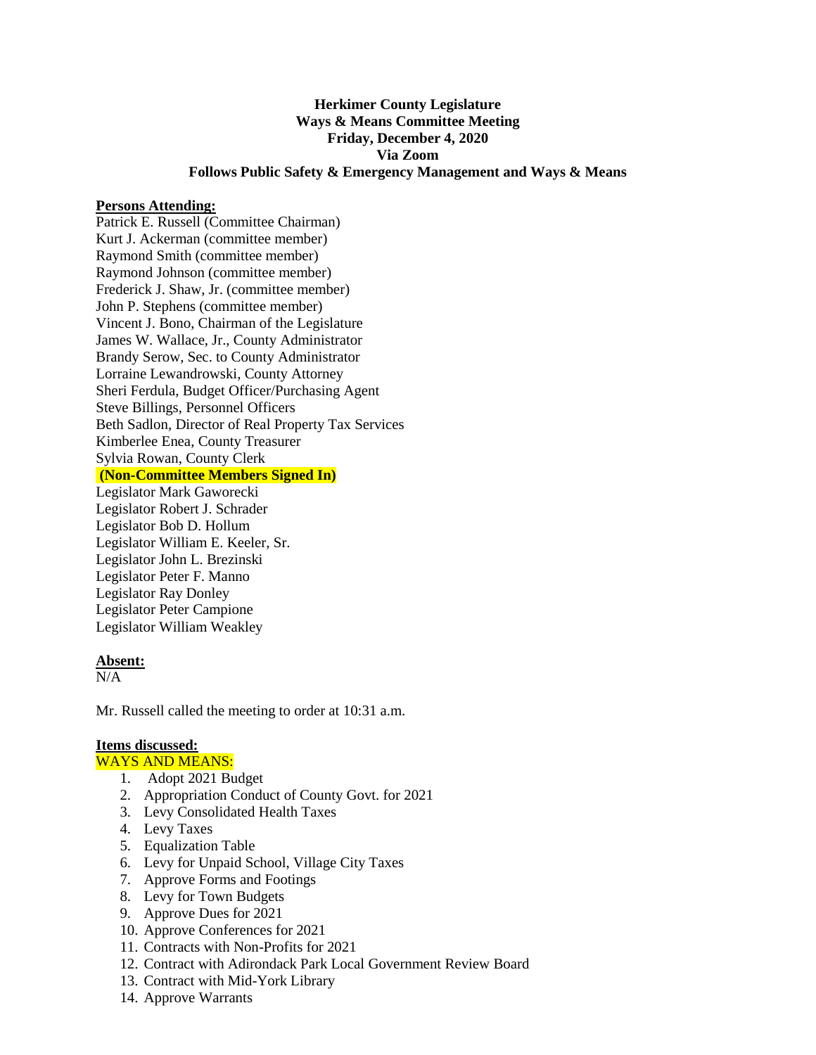**Herkimer County Legislature**
**Ways & Means Committee Meeting**
**Friday, December 4, 2020**
**Via Zoom**
**Follows Public Safety & Emergency Management and Ways & Means**

**Persons Attending:**

Patrick E. Russell (Committee Chairman)
Kurt J. Ackerman (committee member)
Raymond Smith (committee member)
Raymond Johnson (committee member)
Frederick J. Shaw, Jr. (committee member)
John P. Stephens (committee member)
Vincent J. Bono, Chairman of the Legislature
James W. Wallace, Jr., County Administrator
Brandy Serow, Sec. to County Administrator
Lorraine Lewandrowski, County Attorney
Sheri Ferdula, Budget Officer/Purchasing Agent
Steve Billings, Personnel Officers
Beth Sadlon, Director of Real Property Tax Services
Kimberlee Enea, County Treasurer
Sylvia Rowan, County Clerk

**(Non-Committee Members Signed In)**

Legislator Mark Gaworecki
Legislator Robert J. Schrader
Legislator Bob D. Hollum
Legislator William E. Keeler, Sr.
Legislator John L. Brezinski
Legislator Peter F. Manno
Legislator Ray Donley
Legislator Peter Campione
Legislator William Weakley

**Absent:**

N/A

Mr. Russell called the meeting to order at 10:31 a.m.

**Items discussed:**

WAYS AND MEANS:

1. Adopt 2021 Budget
2. Appropriation Conduct of County Govt. for 2021
3. Levy Consolidated Health Taxes
4. Levy Taxes
5. Equalization Table
6. Levy for Unpaid School, Village City Taxes
7. Approve Forms and Footings
8. Levy for Town Budgets
9. Approve Dues for 2021
10. Approve Conferences for 2021
11. Contracts with Non-Profits for 2021
12. Contract with Adirondack Park Local Government Review Board
13. Contract with Mid-York Library
14. Approve Warrants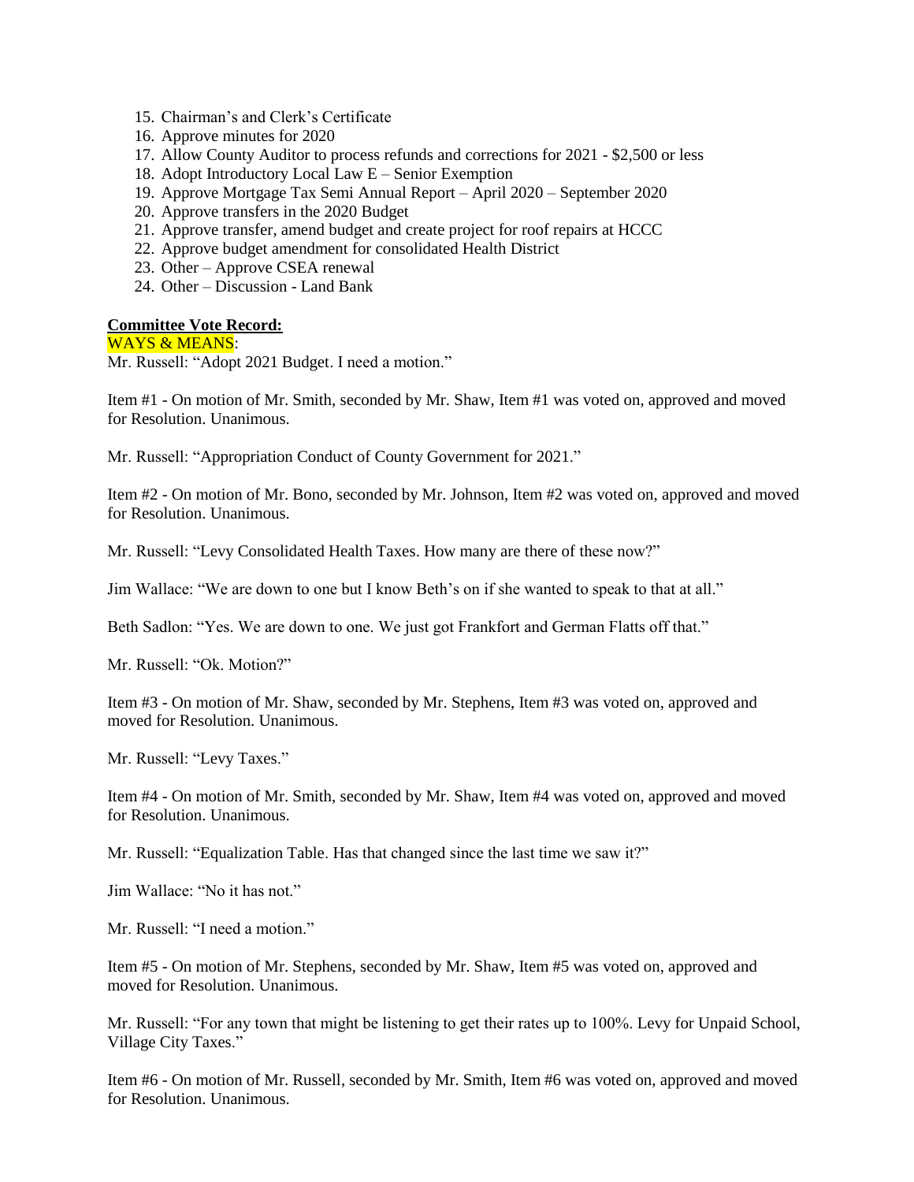15. Chairman's and Clerk's Certificate
16. Approve minutes for 2020
17. Allow County Auditor to process refunds and corrections for 2021 - $2,500 or less
18. Adopt Introductory Local Law E – Senior Exemption
19. Approve Mortgage Tax Semi Annual Report – April 2020 – September 2020
20. Approve transfers in the 2020 Budget
21. Approve transfer, amend budget and create project for roof repairs at HCCC
22. Approve budget amendment for consolidated Health District
23. Other – Approve CSEA renewal
24. Other – Discussion - Land Bank

**Committee Vote Record:**

WAYS & MEANS:

Mr. Russell: "Adopt 2021 Budget. I need a motion."

Item #1 - On motion of Mr. Smith, seconded by Mr. Shaw, Item #1 was voted on, approved and moved for Resolution. Unanimous.

Mr. Russell: "Appropriation Conduct of County Government for 2021."

Item #2 - On motion of Mr. Bono, seconded by Mr. Johnson, Item #2 was voted on, approved and moved for Resolution. Unanimous.

Mr. Russell: "Levy Consolidated Health Taxes. How many are there of these now?"

Jim Wallace: "We are down to one but I know Beth's on if she wanted to speak to that at all."

Beth Sadlon: "Yes. We are down to one. We just got Frankfort and German Flatts off that."

Mr. Russell: "Ok. Motion?"

Item #3 - On motion of Mr. Shaw, seconded by Mr. Stephens, Item #3 was voted on, approved and moved for Resolution. Unanimous.

Mr. Russell: "Levy Taxes."

Item #4 - On motion of Mr. Smith, seconded by Mr. Shaw, Item #4 was voted on, approved and moved for Resolution. Unanimous.

Mr. Russell: "Equalization Table. Has that changed since the last time we saw it?"

Jim Wallace: "No it has not."

Mr. Russell: "I need a motion."

Item #5 - On motion of Mr. Stephens, seconded by Mr. Shaw, Item #5 was voted on, approved and moved for Resolution. Unanimous.

Mr. Russell: "For any town that might be listening to get their rates up to 100%. Levy for Unpaid School, Village City Taxes."

Item #6 - On motion of Mr. Russell, seconded by Mr. Smith, Item #6 was voted on, approved and moved for Resolution. Unanimous.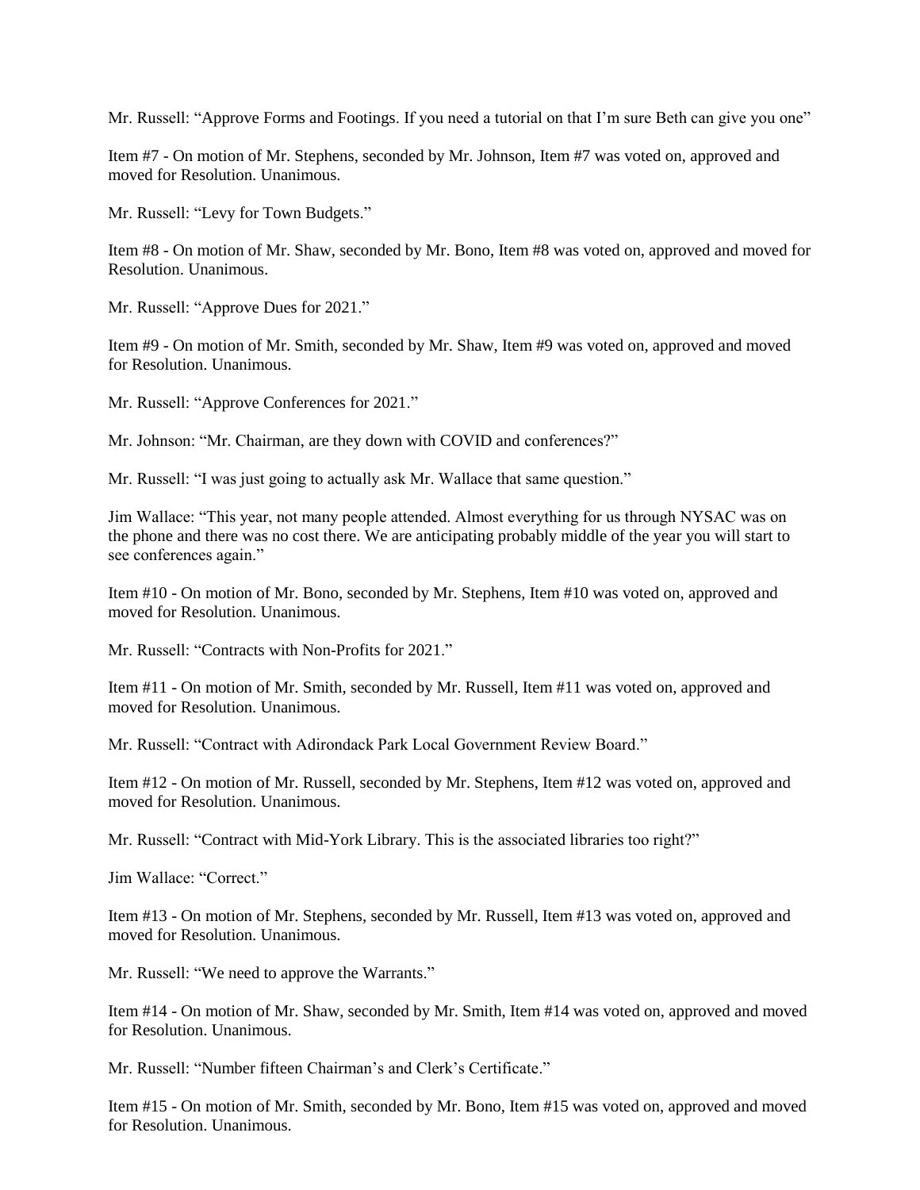Mr. Russell: "Approve Forms and Footings. If you need a tutorial on that I'm sure Beth can give you one"

Item #7 - On motion of Mr. Stephens, seconded by Mr. Johnson, Item #7 was voted on, approved and moved for Resolution. Unanimous.

Mr. Russell: "Levy for Town Budgets."

Item #8 - On motion of Mr. Shaw, seconded by Mr. Bono, Item #8 was voted on, approved and moved for Resolution. Unanimous.

Mr. Russell: "Approve Dues for 2021."

Item #9 - On motion of Mr. Smith, seconded by Mr. Shaw, Item #9 was voted on, approved and moved for Resolution. Unanimous.

Mr. Russell: "Approve Conferences for 2021."

Mr. Johnson: "Mr. Chairman, are they down with COVID and conferences?"

Mr. Russell: "I was just going to actually ask Mr. Wallace that same question."

Jim Wallace: "This year, not many people attended. Almost everything for us through NYSAC was on the phone and there was no cost there. We are anticipating probably middle of the year you will start to see conferences again."

Item #10 - On motion of Mr. Bono, seconded by Mr. Stephens, Item #10 was voted on, approved and moved for Resolution. Unanimous.

Mr. Russell: "Contracts with Non-Profits for 2021."

Item #11 - On motion of Mr. Smith, seconded by Mr. Russell, Item #11 was voted on, approved and moved for Resolution. Unanimous.

Mr. Russell: "Contract with Adirondack Park Local Government Review Board."

Item #12 - On motion of Mr. Russell, seconded by Mr. Stephens, Item #12 was voted on, approved and moved for Resolution. Unanimous.

Mr. Russell: "Contract with Mid-York Library. This is the associated libraries too right?"

Jim Wallace: "Correct."

Item #13 - On motion of Mr. Stephens, seconded by Mr. Russell, Item #13 was voted on, approved and moved for Resolution. Unanimous.

Mr. Russell: "We need to approve the Warrants."

Item #14 - On motion of Mr. Shaw, seconded by Mr. Smith, Item #14 was voted on, approved and moved for Resolution. Unanimous.

Mr. Russell: "Number fifteen Chairman's and Clerk's Certificate."

Item #15 - On motion of Mr. Smith, seconded by Mr. Bono, Item #15 was voted on, approved and moved for Resolution. Unanimous.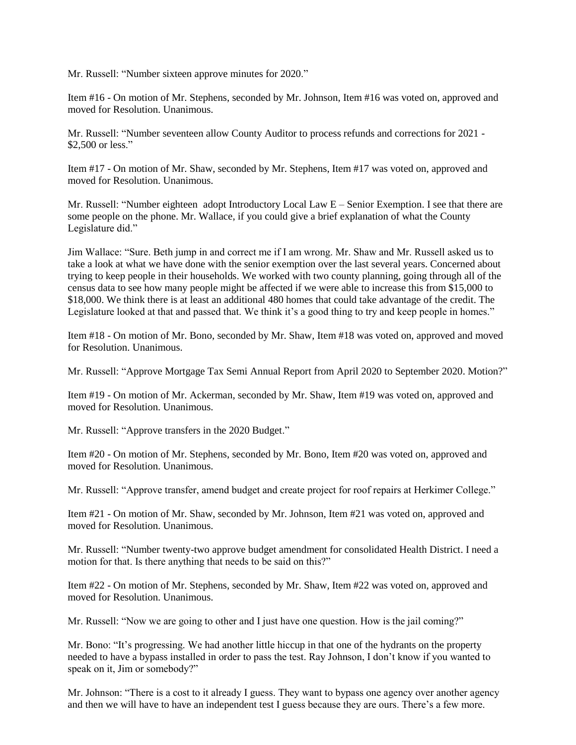Mr. Russell: "Number sixteen approve minutes for 2020."

Item #16 - On motion of Mr. Stephens, seconded by Mr. Johnson, Item #16 was voted on, approved and moved for Resolution. Unanimous.

Mr. Russell: "Number seventeen allow County Auditor to process refunds and corrections for 2021 - $2,500 or less."

Item #17 - On motion of Mr. Shaw, seconded by Mr. Stephens, Item #17 was voted on, approved and moved for Resolution. Unanimous.

Mr. Russell: "Number eighteen adopt Introductory Local Law E – Senior Exemption. I see that there are some people on the phone. Mr. Wallace, if you could give a brief explanation of what the County Legislature did."

Jim Wallace: "Sure. Beth jump in and correct me if I am wrong. Mr. Shaw and Mr. Russell asked us to take a look at what we have done with the senior exemption over the last several years. Concerned about trying to keep people in their households. We worked with two county planning, going through all of the census data to see how many people might be affected if we were able to increase this from $15,000 to $18,000. We think there is at least an additional 480 homes that could take advantage of the credit. The Legislature looked at that and passed that. We think it's a good thing to try and keep people in homes."

Item #18 - On motion of Mr. Bono, seconded by Mr. Shaw, Item #18 was voted on, approved and moved for Resolution. Unanimous.

Mr. Russell: "Approve Mortgage Tax Semi Annual Report from April 2020 to September 2020. Motion?"

Item #19 - On motion of Mr. Ackerman, seconded by Mr. Shaw, Item #19 was voted on, approved and moved for Resolution. Unanimous.

Mr. Russell: "Approve transfers in the 2020 Budget."

Item #20 - On motion of Mr. Stephens, seconded by Mr. Bono, Item #20 was voted on, approved and moved for Resolution. Unanimous.

Mr. Russell: "Approve transfer, amend budget and create project for roof repairs at Herkimer College."

Item #21 - On motion of Mr. Shaw, seconded by Mr. Johnson, Item #21 was voted on, approved and moved for Resolution. Unanimous.

Mr. Russell: "Number twenty-two approve budget amendment for consolidated Health District. I need a motion for that. Is there anything that needs to be said on this?"

Item #22 - On motion of Mr. Stephens, seconded by Mr. Shaw, Item #22 was voted on, approved and moved for Resolution. Unanimous.

Mr. Russell: "Now we are going to other and I just have one question. How is the jail coming?"

Mr. Bono: "It's progressing. We had another little hiccup in that one of the hydrants on the property needed to have a bypass installed in order to pass the test. Ray Johnson, I don't know if you wanted to speak on it, Jim or somebody?"

Mr. Johnson: "There is a cost to it already I guess. They want to bypass one agency over another agency and then we will have to have an independent test I guess because they are ours. There's a few more.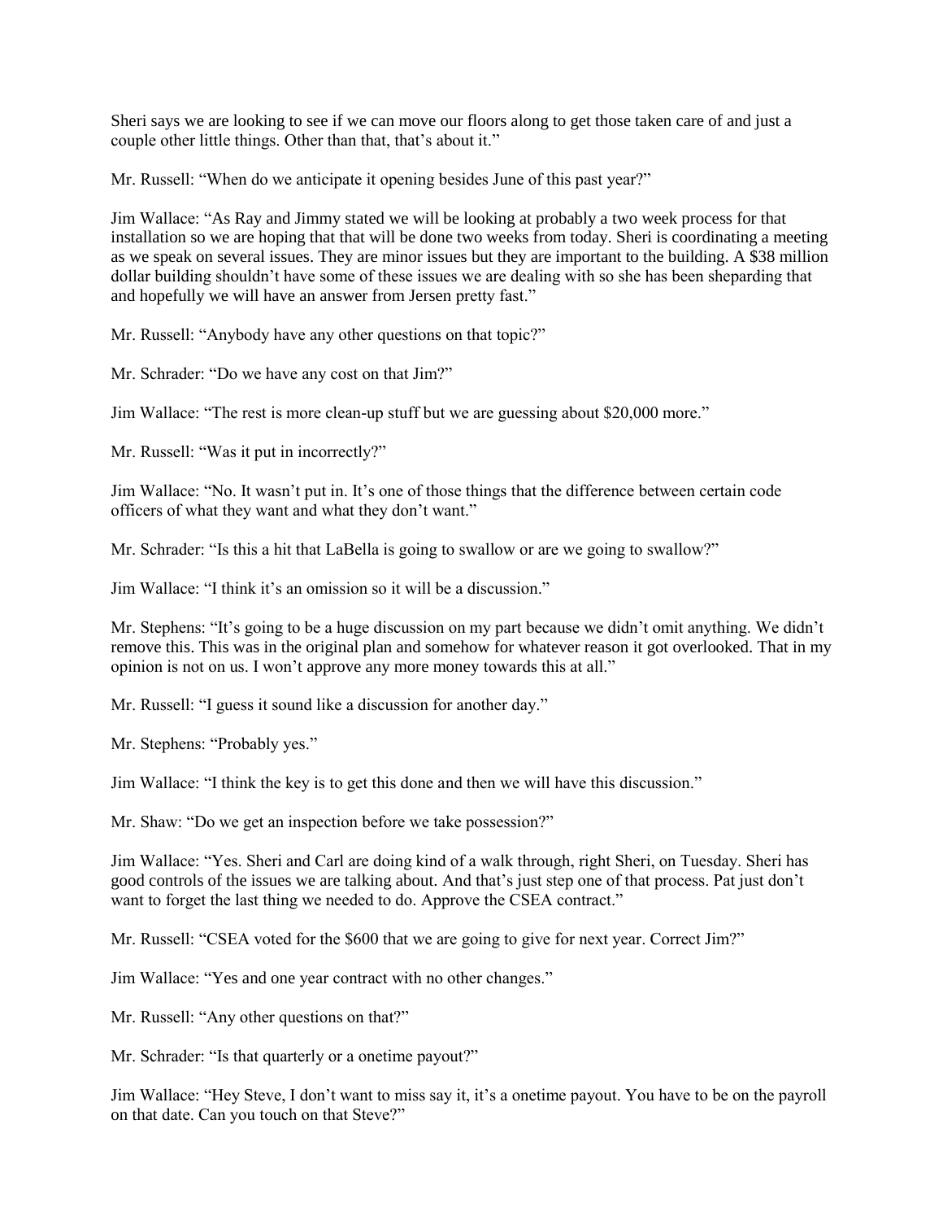Sheri says we are looking to see if we can move our floors along to get those taken care of and just a couple other little things. Other than that, that's about it."

Mr. Russell: "When do we anticipate it opening besides June of this past year?"

Jim Wallace: "As Ray and Jimmy stated we will be looking at probably a two week process for that installation so we are hoping that that will be done two weeks from today. Sheri is coordinating a meeting as we speak on several issues. They are minor issues but they are important to the building. A $38 million dollar building shouldn't have some of these issues we are dealing with so she has been sheparding that and hopefully we will have an answer from Jersen pretty fast."

Mr. Russell: "Anybody have any other questions on that topic?"

Mr. Schrader: "Do we have any cost on that Jim?"

Jim Wallace: "The rest is more clean-up stuff but we are guessing about $20,000 more."

Mr. Russell: "Was it put in incorrectly?"

Jim Wallace: "No. It wasn't put in. It's one of those things that the difference between certain code officers of what they want and what they don't want."

Mr. Schrader: "Is this a hit that LaBella is going to swallow or are we going to swallow?"

Jim Wallace: "I think it's an omission so it will be a discussion."

Mr. Stephens: "It's going to be a huge discussion on my part because we didn't omit anything. We didn't remove this. This was in the original plan and somehow for whatever reason it got overlooked. That in my opinion is not on us. I won't approve any more money towards this at all."

Mr. Russell: "I guess it sound like a discussion for another day."

Mr. Stephens: "Probably yes."

Jim Wallace: "I think the key is to get this done and then we will have this discussion."

Mr. Shaw: "Do we get an inspection before we take possession?"

Jim Wallace: "Yes. Sheri and Carl are doing kind of a walk through, right Sheri, on Tuesday. Sheri has good controls of the issues we are talking about. And that's just step one of that process. Pat just don't want to forget the last thing we needed to do. Approve the CSEA contract."

Mr. Russell: "CSEA voted for the $600 that we are going to give for next year. Correct Jim?"

Jim Wallace: "Yes and one year contract with no other changes."

Mr. Russell: "Any other questions on that?"

Mr. Schrader: "Is that quarterly or a onetime payout?"

Jim Wallace: "Hey Steve, I don't want to miss say it, it's a onetime payout. You have to be on the payroll on that date. Can you touch on that Steve?"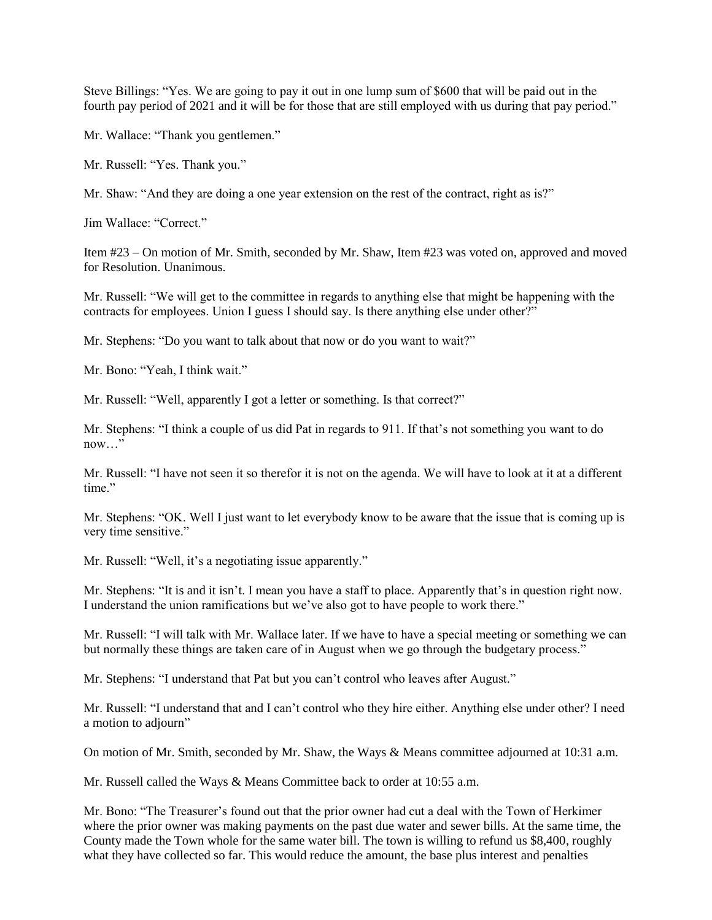Steve Billings: "Yes. We are going to pay it out in one lump sum of $600 that will be paid out in the fourth pay period of 2021 and it will be for those that are still employed with us during that pay period."

Mr. Wallace: "Thank you gentlemen."

Mr. Russell: "Yes. Thank you."

Mr. Shaw: "And they are doing a one year extension on the rest of the contract, right as is?"

Jim Wallace: "Correct."

Item #23 – On motion of Mr. Smith, seconded by Mr. Shaw, Item #23 was voted on, approved and moved for Resolution. Unanimous.

Mr. Russell: "We will get to the committee in regards to anything else that might be happening with the contracts for employees. Union I guess I should say. Is there anything else under other?"

Mr. Stephens: "Do you want to talk about that now or do you want to wait?"

Mr. Bono: "Yeah, I think wait."

Mr. Russell: "Well, apparently I got a letter or something. Is that correct?"

Mr. Stephens: "I think a couple of us did Pat in regards to 911. If that's not something you want to do now…"

Mr. Russell: "I have not seen it so therefor it is not on the agenda. We will have to look at it at a different time."

Mr. Stephens: "OK. Well I just want to let everybody know to be aware that the issue that is coming up is very time sensitive."

Mr. Russell: "Well, it's a negotiating issue apparently."

Mr. Stephens: "It is and it isn't. I mean you have a staff to place. Apparently that's in question right now. I understand the union ramifications but we've also got to have people to work there."

Mr. Russell: "I will talk with Mr. Wallace later. If we have to have a special meeting or something we can but normally these things are taken care of in August when we go through the budgetary process."

Mr. Stephens: "I understand that Pat but you can't control who leaves after August."

Mr. Russell: "I understand that and I can't control who they hire either. Anything else under other? I need a motion to adjourn"

On motion of Mr. Smith, seconded by Mr. Shaw, the Ways & Means committee adjourned at 10:31 a.m.

Mr. Russell called the Ways & Means Committee back to order at 10:55 a.m.

Mr. Bono: "The Treasurer's found out that the prior owner had cut a deal with the Town of Herkimer where the prior owner was making payments on the past due water and sewer bills. At the same time, the County made the Town whole for the same water bill. The town is willing to refund us $8,400, roughly what they have collected so far. This would reduce the amount, the base plus interest and penalties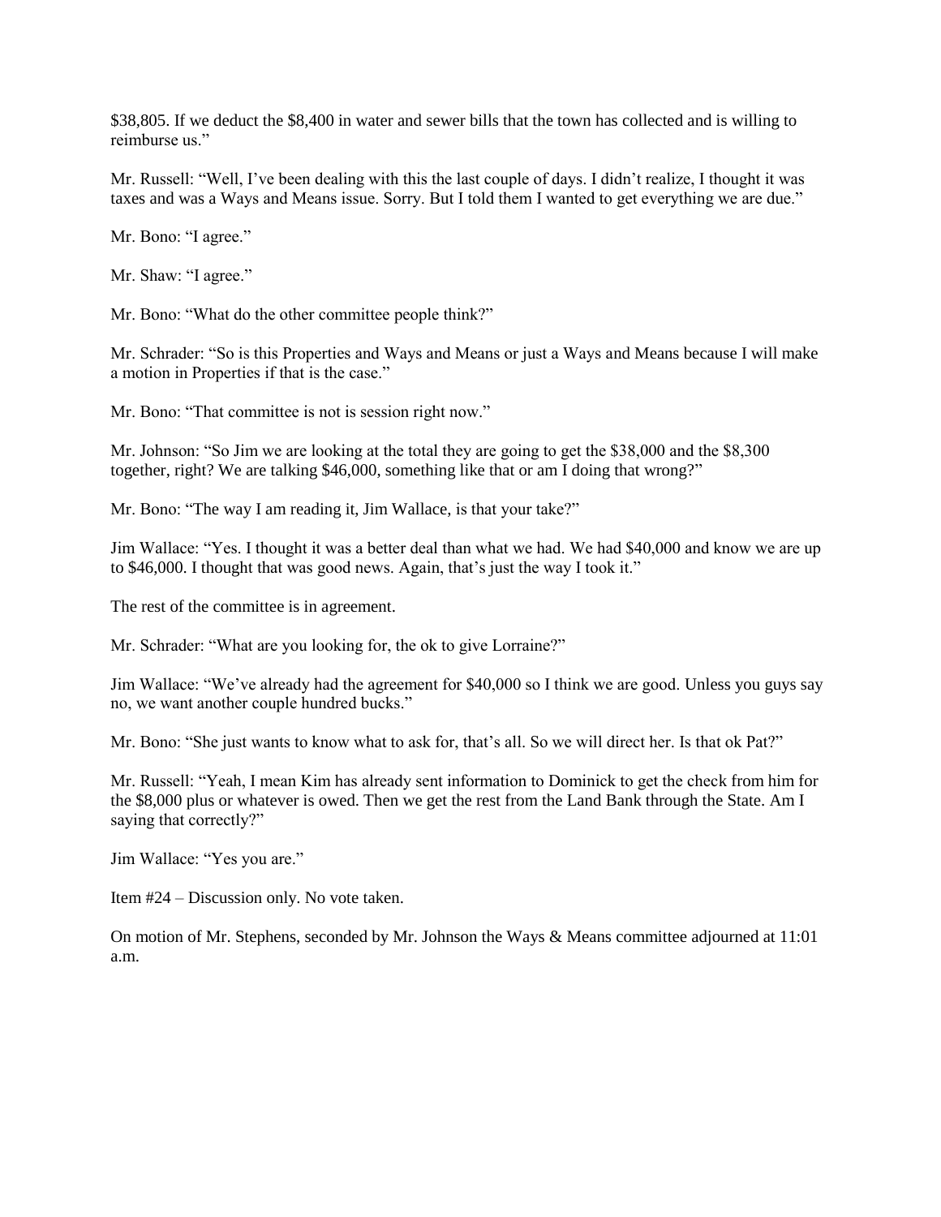$38,805. If we deduct the $8,400 in water and sewer bills that the town has collected and is willing to reimburse us."

Mr. Russell: "Well, I've been dealing with this the last couple of days. I didn't realize, I thought it was taxes and was a Ways and Means issue. Sorry. But I told them I wanted to get everything we are due."

Mr. Bono: "I agree."

Mr. Shaw: "I agree."

Mr. Bono: "What do the other committee people think?"

Mr. Schrader: "So is this Properties and Ways and Means or just a Ways and Means because I will make a motion in Properties if that is the case."

Mr. Bono: "That committee is not is session right now."

Mr. Johnson: "So Jim we are looking at the total they are going to get the $38,000 and the $8,300 together, right? We are talking $46,000, something like that or am I doing that wrong?"

Mr. Bono: "The way I am reading it, Jim Wallace, is that your take?"

Jim Wallace: "Yes. I thought it was a better deal than what we had. We had $40,000 and know we are up to $46,000. I thought that was good news. Again, that's just the way I took it."

The rest of the committee is in agreement.

Mr. Schrader: "What are you looking for, the ok to give Lorraine?"

Jim Wallace: "We've already had the agreement for $40,000 so I think we are good. Unless you guys say no, we want another couple hundred bucks."

Mr. Bono: "She just wants to know what to ask for, that's all. So we will direct her. Is that ok Pat?"

Mr. Russell: "Yeah, I mean Kim has already sent information to Dominick to get the check from him for the $8,000 plus or whatever is owed. Then we get the rest from the Land Bank through the State. Am I saying that correctly?"

Jim Wallace: "Yes you are."

Item #24 – Discussion only. No vote taken.

On motion of Mr. Stephens, seconded by Mr. Johnson the Ways & Means committee adjourned at 11:01 a.m.